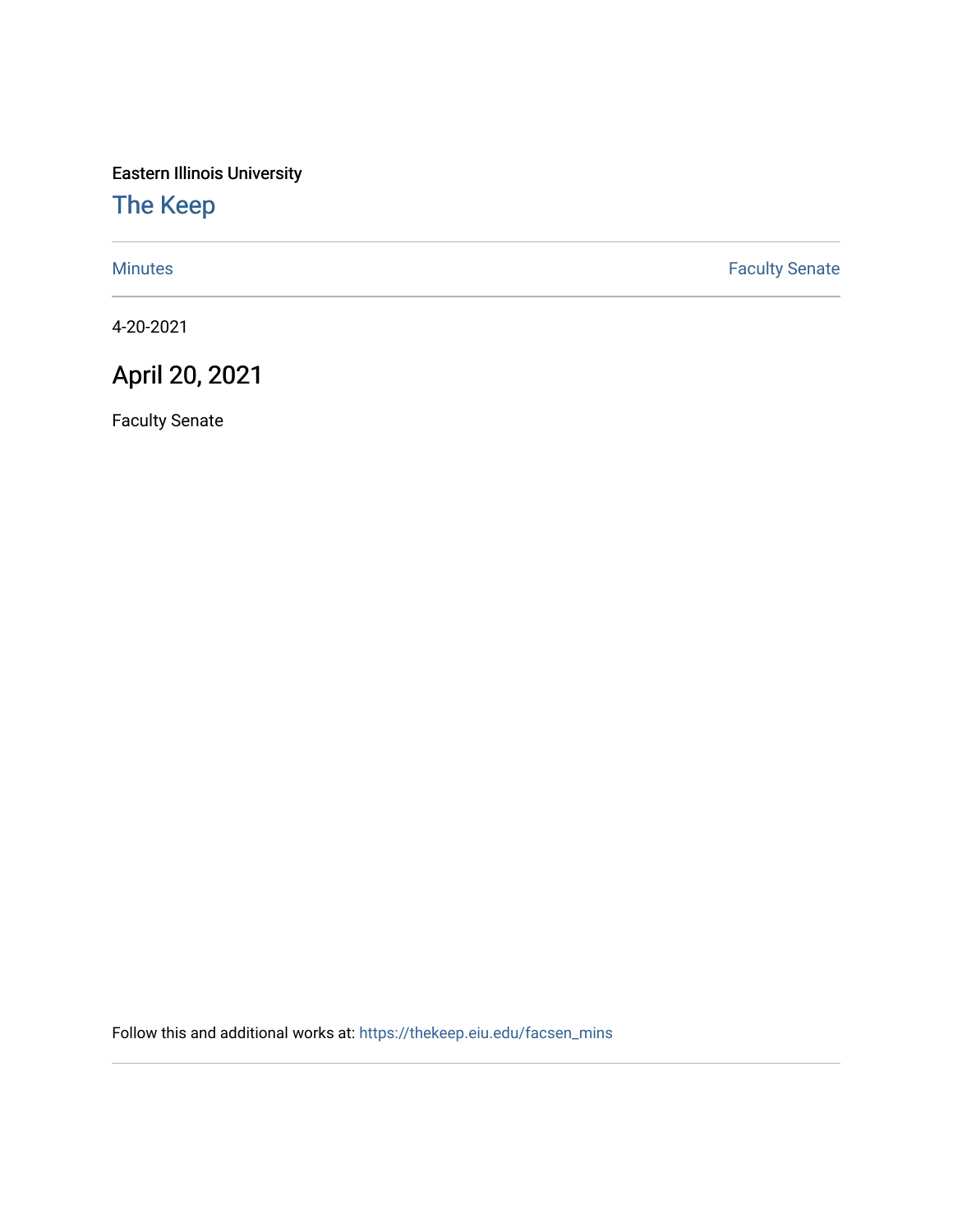Eastern Illinois University

## The Keep

Minutes | Faculty Senate

4-20-2021

# April 20, 2021

Faculty Senate

Follow this and additional works at: https://thekeep.eiu.edu/facsen_mins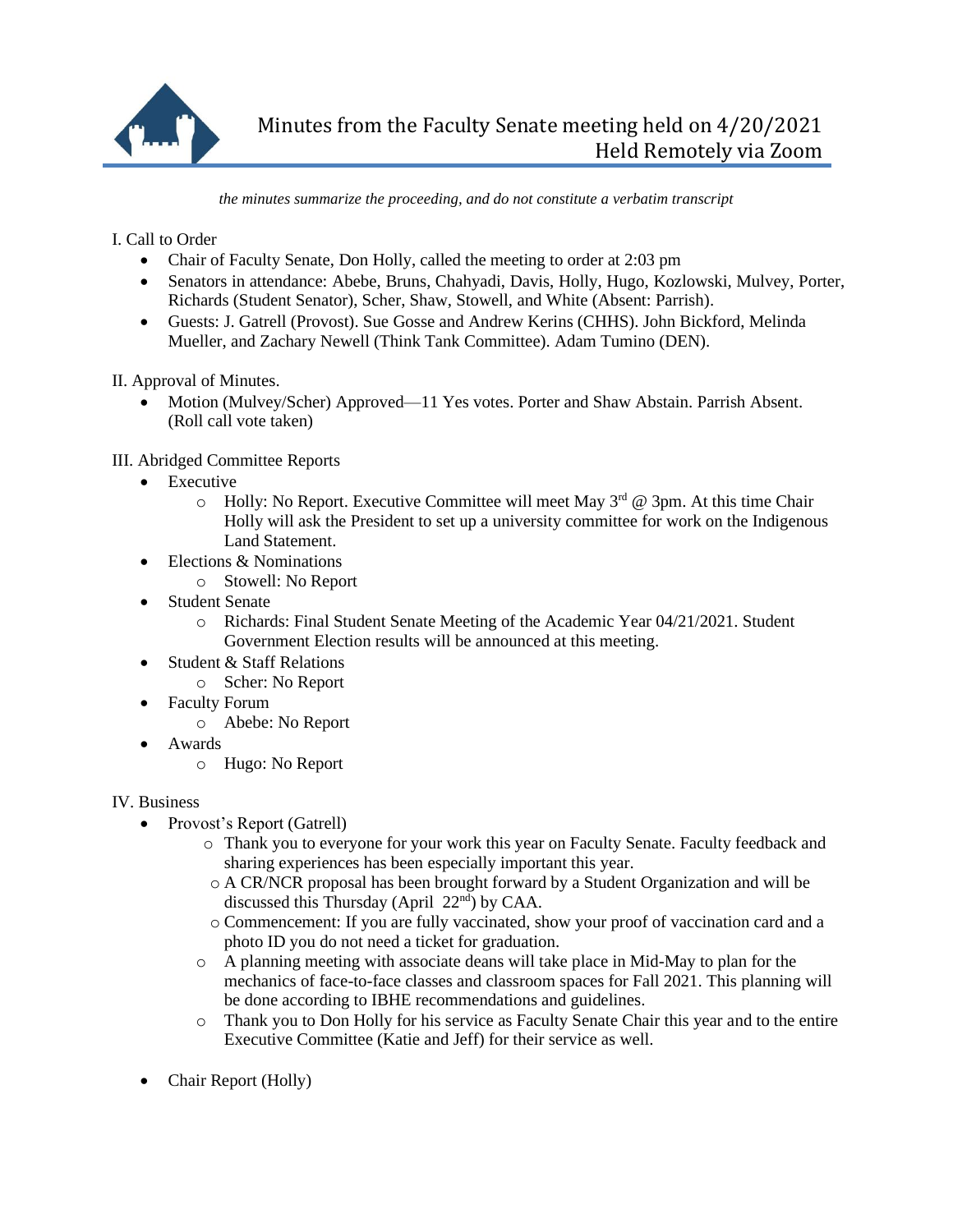# Minutes from the Faculty Senate meeting held on 4/20/2021
## Held Remotely via Zoom

*the minutes summarize the proceeding, and do not constitute a verbatim transcript*

I. Call to Order

- Chair of Faculty Senate, Don Holly, called the meeting to order at 2:03 pm
- Senators in attendance: Abebe, Bruns, Chahyadi, Davis, Holly, Hugo, Kozlowski, Mulvey, Porter, Richards (Student Senator), Scher, Shaw, Stowell, and White (Absent: Parrish).
- Guests: J. Gatrell (Provost). Sue Gosse and Andrew Kerins (CHHS). John Bickford, Melinda Mueller, and Zachary Newell (Think Tank Committee). Adam Tumino (DEN).

II. Approval of Minutes.

- Motion (Mulvey/Scher) Approved—11 Yes votes. Porter and Shaw Abstain. Parrish Absent. (Roll call vote taken)

III. Abridged Committee Reports

- Executive
    - Holly: No Report. Executive Committee will meet May 3rd @ 3pm. At this time Chair Holly will ask the President to set up a university committee for work on the Indigenous Land Statement.
- Elections & Nominations
    - Stowell: No Report
- Student Senate
    - Richards: Final Student Senate Meeting of the Academic Year 04/21/2021. Student Government Election results will be announced at this meeting.
- Student & Staff Relations
    - Scher: No Report
- Faculty Forum
    - Abebe: No Report
- Awards
    - Hugo: No Report

IV. Business

- Provost's Report (Gatrell)
    - Thank you to everyone for your work this year on Faculty Senate. Faculty feedback and sharing experiences has been especially important this year.
    - A CR/NCR proposal has been brought forward by a Student Organization and will be discussed this Thursday (April 22nd) by CAA.
    - Commencement: If you are fully vaccinated, show your proof of vaccination card and a photo ID you do not need a ticket for graduation.
    - A planning meeting with associate deans will take place in Mid-May to plan for the mechanics of face-to-face classes and classroom spaces for Fall 2021. This planning will be done according to IBHE recommendations and guidelines.
    - Thank you to Don Holly for his service as Faculty Senate Chair this year and to the entire Executive Committee (Katie and Jeff) for their service as well.
- Chair Report (Holly)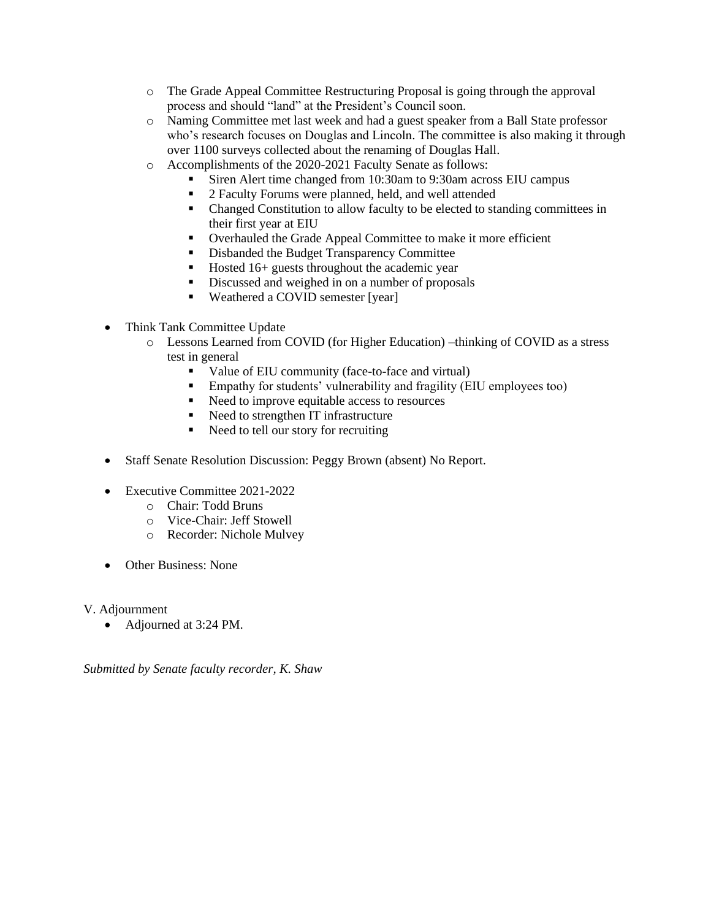- The Grade Appeal Committee Restructuring Proposal is going through the approval process and should "land" at the President's Council soon.
   - Naming Committee met last week and had a guest speaker from a Ball State professor who's research focuses on Douglas and Lincoln. The committee is also making it through over 1100 surveys collected about the renaming of Douglas Hall.
   - Accomplishments of the 2020-2021 Faculty Senate as follows:
     - Siren Alert time changed from 10:30am to 9:30am across EIU campus
     - 2 Faculty Forums were planned, held, and well attended
     - Changed Constitution to allow faculty to be elected to standing committees in their first year at EIU
     - Overhauled the Grade Appeal Committee to make it more efficient
     - Disbanded the Budget Transparency Committee
     - Hosted 16+ guests throughout the academic year
     - Discussed and weighed in on a number of proposals
     - Weathered a COVID semester [year]

- Think Tank Committee Update
  - Lessons Learned from COVID (for Higher Education) –thinking of COVID as a stress test in general
    - Value of EIU community (face-to-face and virtual)
    - Empathy for students' vulnerability and fragility (EIU employees too)
    - Need to improve equitable access to resources
    - Need to strengthen IT infrastructure
    - Need to tell our story for recruiting

- Staff Senate Resolution Discussion: Peggy Brown (absent) No Report.

- Executive Committee 2021-2022
  - Chair: Todd Bruns
  - Vice-Chair: Jeff Stowell
  - Recorder: Nichole Mulvey

- Other Business: None

V. Adjournment

- Adjourned at 3:24 PM.

*Submitted by Senate faculty recorder, K. Shaw*